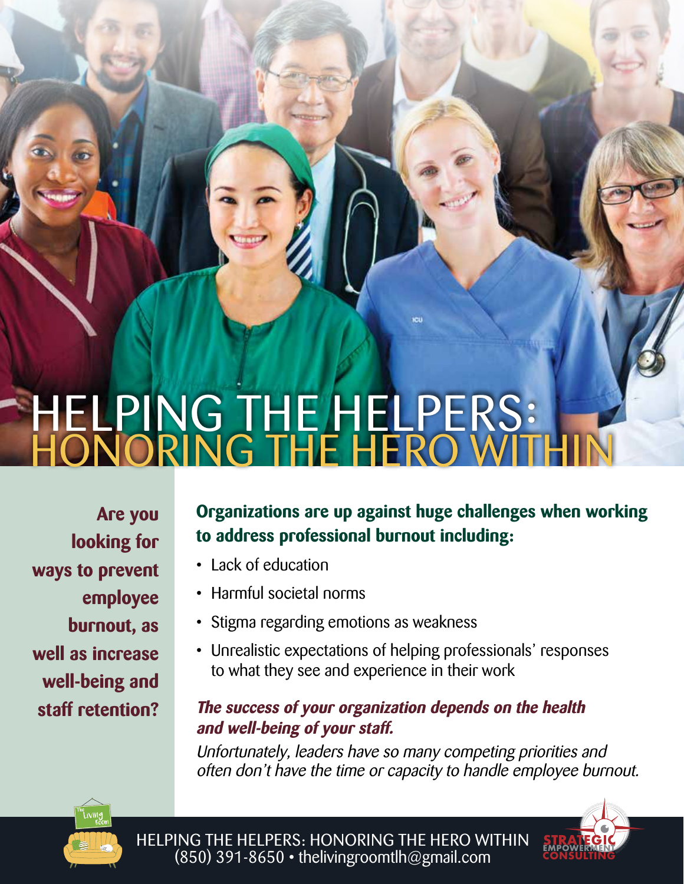# HELPING THE HELPERS: HONORING THE HERO WITHIN

**Are you looking for ways to prevent employee burnout, as well as increase well-being and staff retention?**

**Organizations are up against huge challenges when working to address professional burnout including:**

- Lack of education
- Harmful societal norms
- Stigma regarding emotions as weakness
- Unrealistic expectations of helping professionals' responses to what they see and experience in their work

***The success of your organization depends on the health and well-being of your staff.***

*Unfortunately, leaders have so many competing priorities and often don't have the time or capacity to handle employee burnout.*

HELPING THE HELPERS: HONORING THE HERO WITHIN
(850) 391-8650 • thelivingroomtlh@gmail.com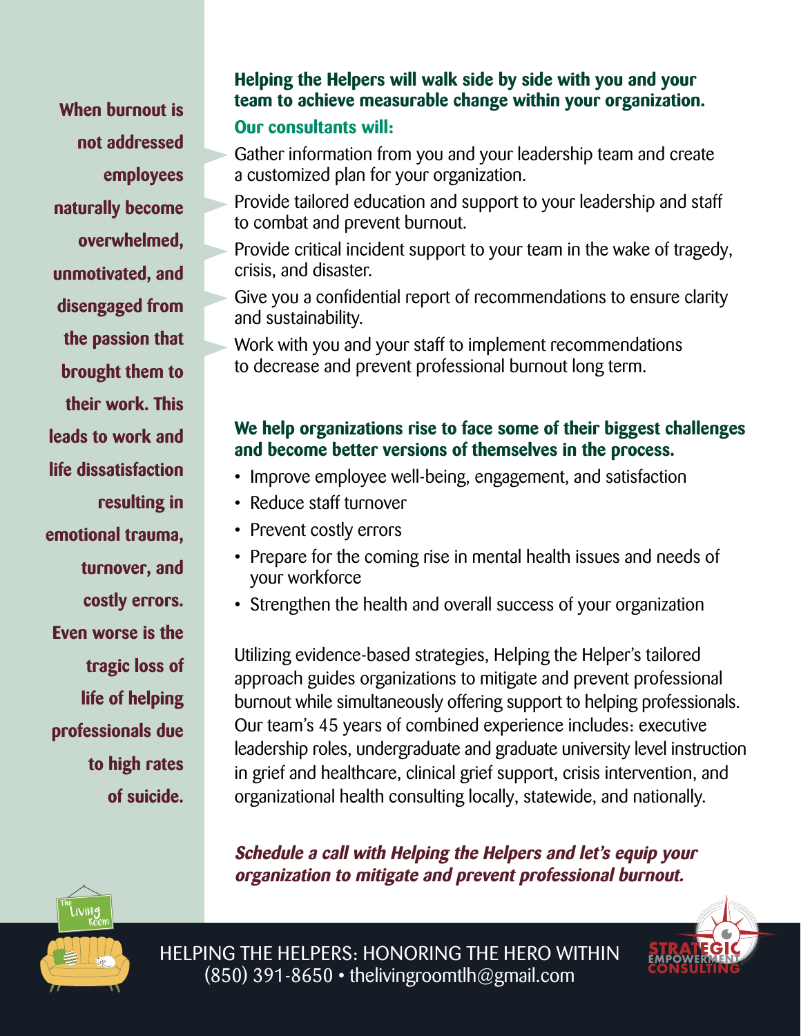**When burnout is not addressed employees naturally become overwhelmed, unmotivated, and disengaged from the passion that brought them to their work. This leads to work and life dissatisfaction resulting in emotional trauma, turnover, and costly errors. Even worse is the tragic loss of life of helping professionals due to high rates of suicide.**

## Helping the Helpers will walk side by side with you and your team to achieve measurable change within your organization.

### Our consultants will:

- Gather information from you and your leadership team and create a customized plan for your organization.
- Provide tailored education and support to your leadership and staff to combat and prevent burnout.
- Provide critical incident support to your team in the wake of tragedy, crisis, and disaster.
- Give you a confidential report of recommendations to ensure clarity and sustainability.
- Work with you and your staff to implement recommendations to decrease and prevent professional burnout long term.

## We help organizations rise to face some of their biggest challenges and become better versions of themselves in the process.

- Improve employee well-being, engagement, and satisfaction
- Reduce staff turnover
- Prevent costly errors
- Prepare for the coming rise in mental health issues and needs of your workforce
- Strengthen the health and overall success of your organization

Utilizing evidence-based strategies, Helping the Helper's tailored approach guides organizations to mitigate and prevent professional burnout while simultaneously offering support to helping professionals. Our team's 45 years of combined experience includes: executive leadership roles, undergraduate and graduate university level instruction in grief and healthcare, clinical grief support, crisis intervention, and organizational health consulting locally, statewide, and nationally.

***Schedule a call with Helping the Helpers and let's equip your organization to mitigate and prevent professional burnout.***

The Living Room

HELPING THE HELPERS: HONORING THE HERO WITHIN
(850) 391-8650 • thelivingroomtlh@gmail.com

STRATEGIC EMPOWERMENT CONSULTING